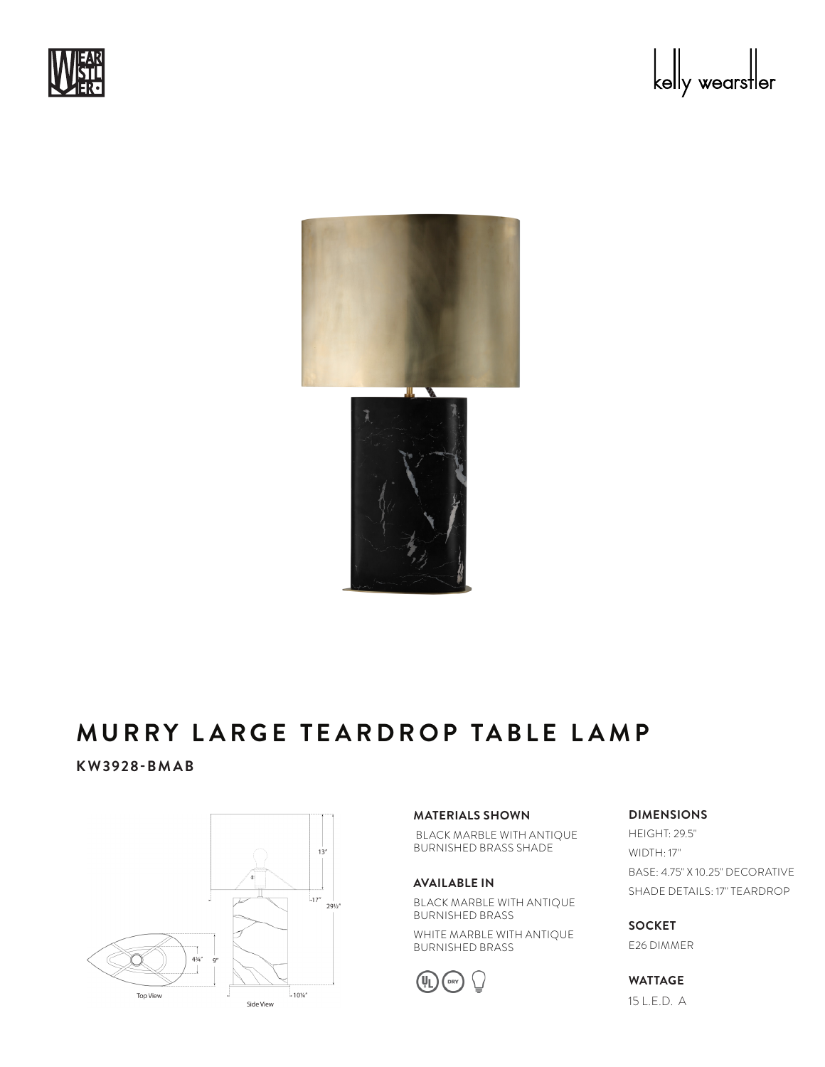# MURRY LARGE TEARDROP TABLE LAMP

**KW3928-BMAB**

### MATERIALS SHOWN

BLACK MARBLE WITH ANTIQUE BURNISHED BRASS SHADE

### AVAILABLE IN

BLACK MARBLE WITH ANTIQUE BURNISHED BRASS

WHITE MARBLE WITH ANTIQUE BURNISHED BRASS

### DIMENSIONS

HEIGHT: 29.5"

WIDTH: 17"

BASE: 4.75" X 10.25" DECORATIVE

SHADE DETAILS: 17" TEARDROP

### SOCKET

E26 DIMMER

### WATTAGE

15 L.E.D. A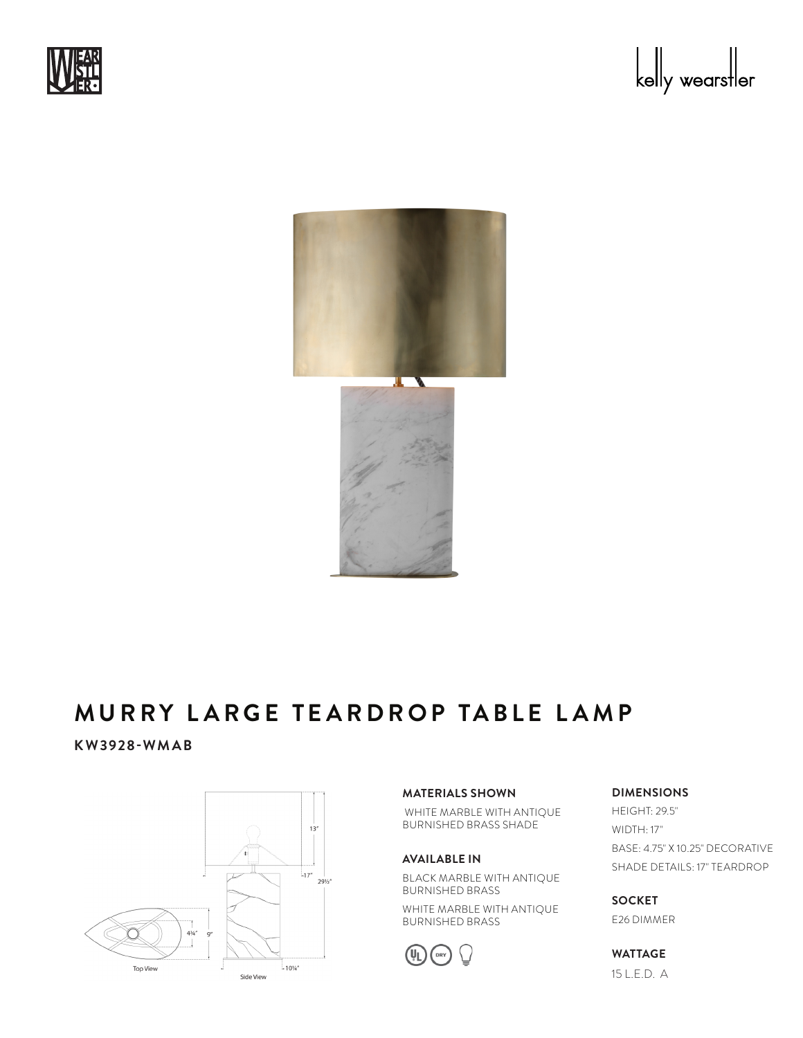kelly wearstler

# MURRY LARGE TEARDROP TABLE LAMP

**KW3928-WMAB**

13"
17"
29½"
4¾"
9"
10¼"
Top View
Side View

**MATERIALS SHOWN**

WHITE MARBLE WITH ANTIQUE BURNISHED BRASS SHADE

**AVAILABLE IN**

BLACK MARBLE WITH ANTIQUE BURNISHED BRASS

WHITE MARBLE WITH ANTIQUE BURNISHED BRASS

**DIMENSIONS**

HEIGHT: 29.5"

WIDTH: 17"

BASE: 4.75" X 10.25" DECORATIVE

SHADE DETAILS: 17" TEARDROP

**SOCKET**

E26 DIMMER

**WATTAGE**

15 L.E.D. A